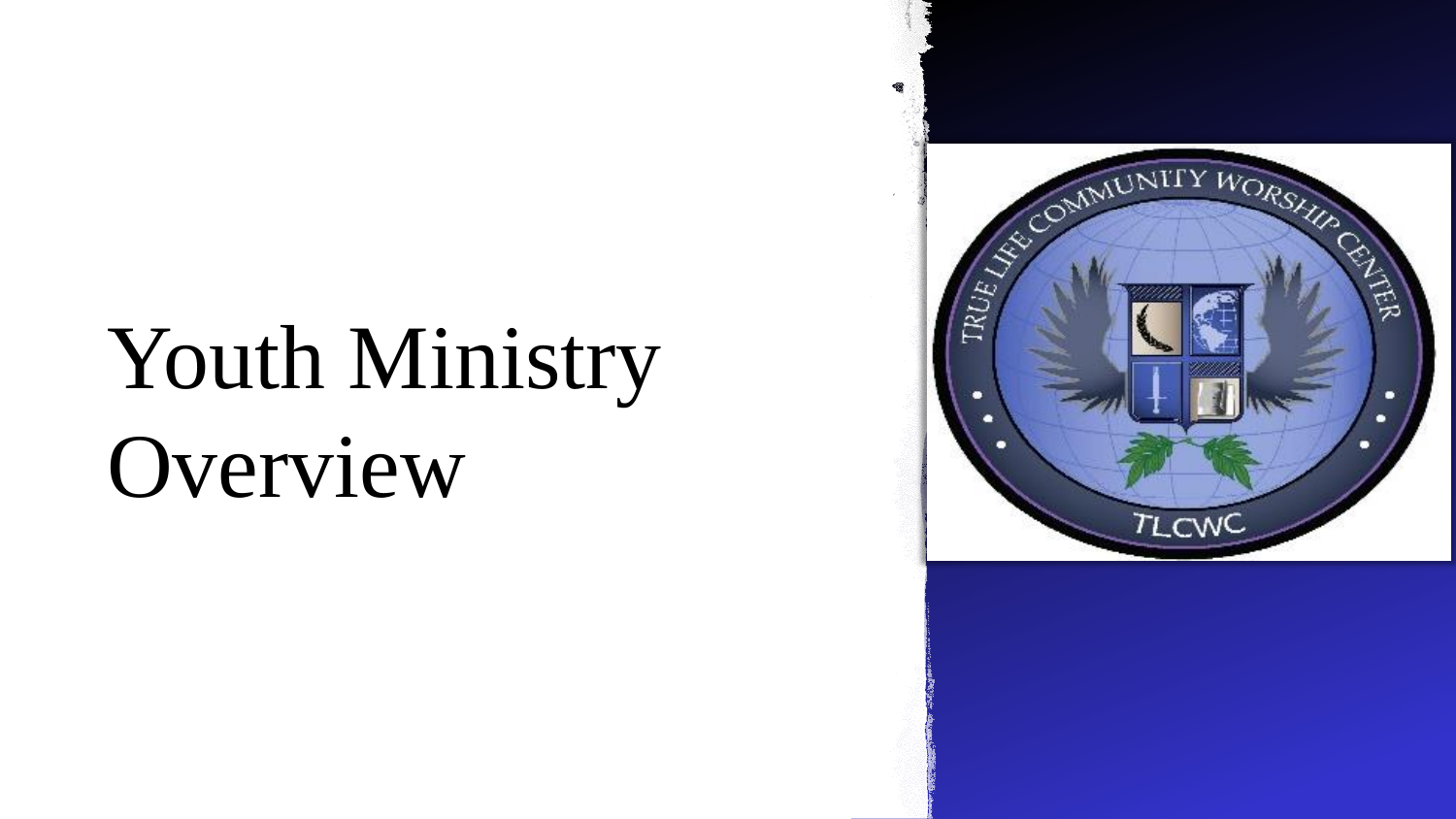# Youth Ministry Overview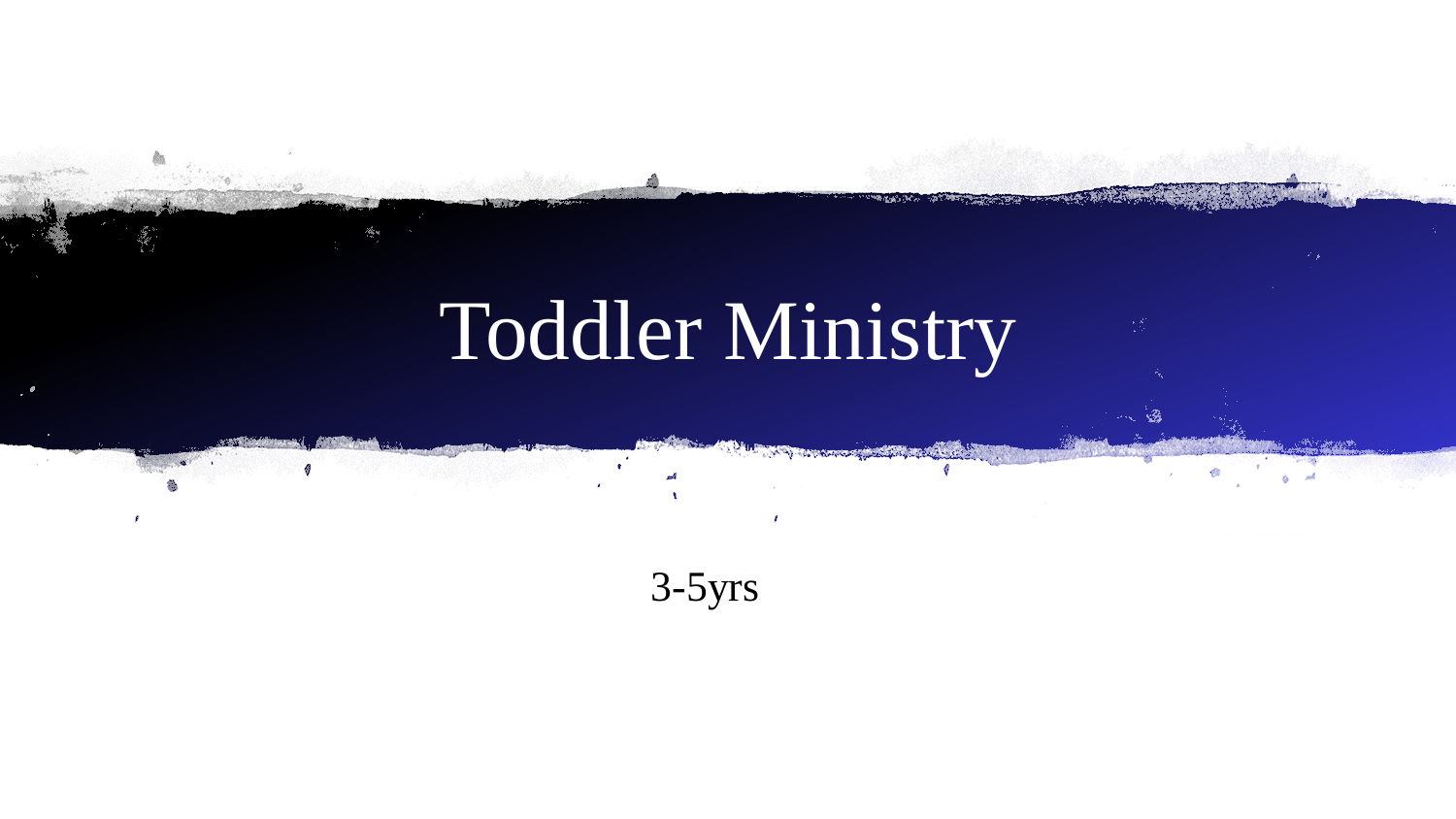# Toddler Ministry

3-5yrs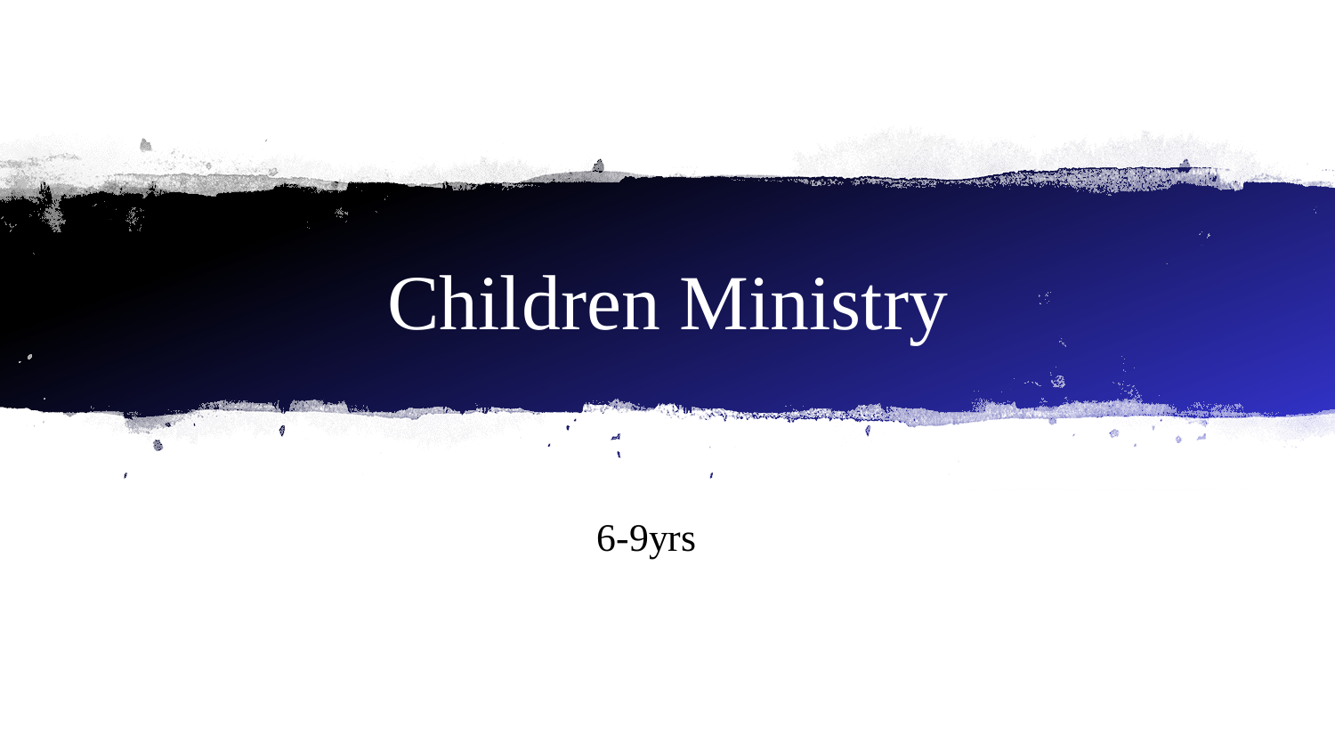# Children Ministry

6-9yrs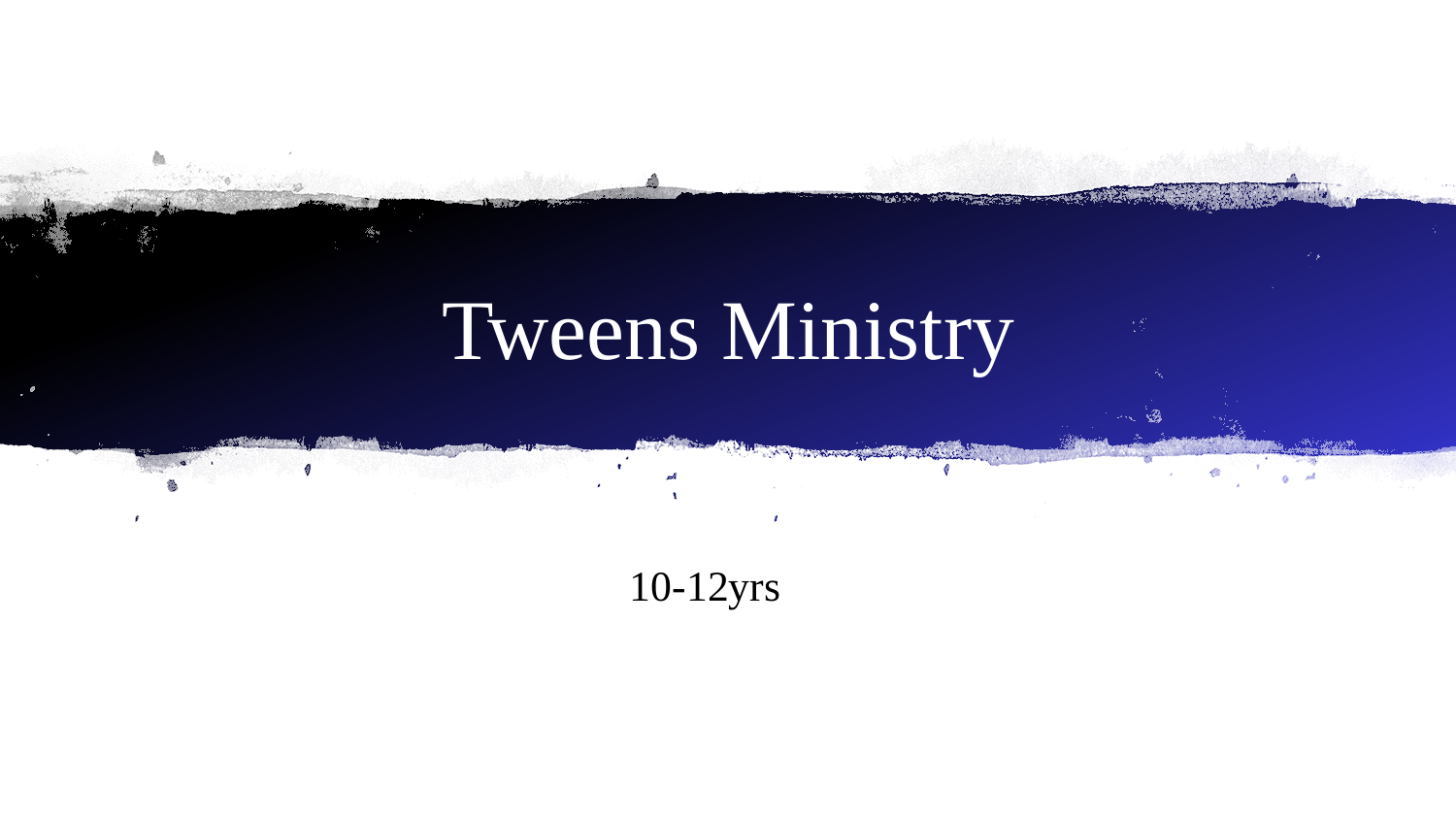# Tweens Ministry

10-12yrs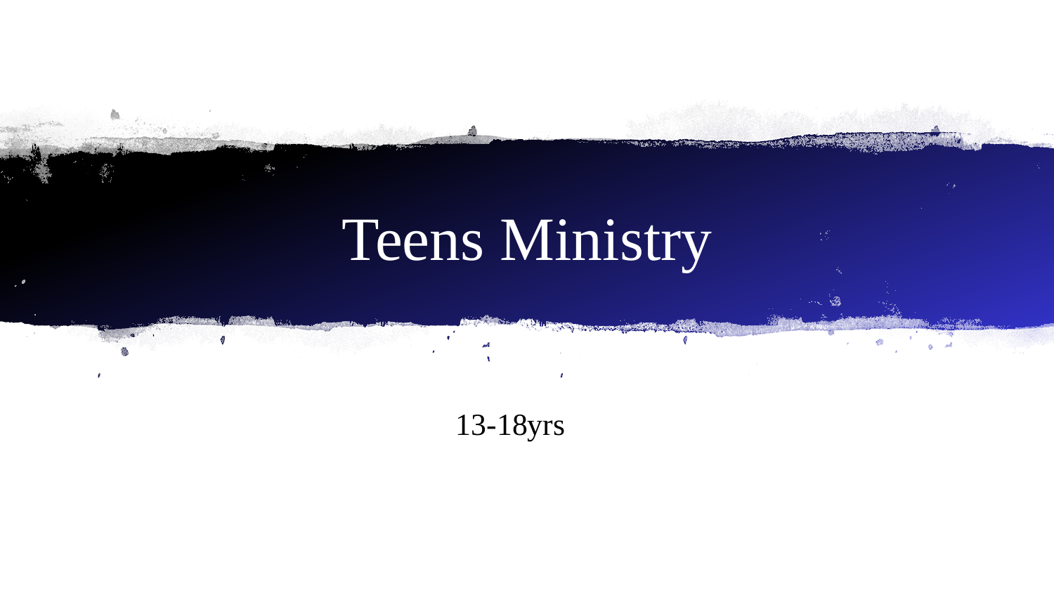# Teens Ministry

13-18yrs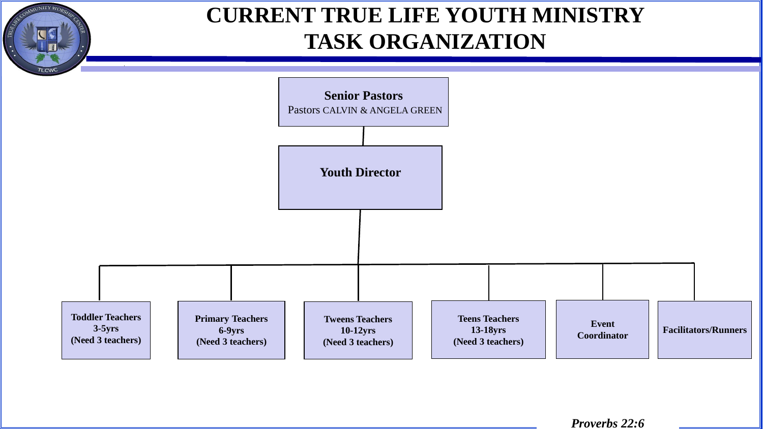# CURRENT TRUE LIFE YOUTH MINISTRY TASK ORGANIZATION

**Senior Pastors**
Pastors CALVIN & ANGELA GREEN

**Youth Director**

- **Toddler Teachers 3-5yrs (Need 3 teachers)**
- **Primary Teachers 6-9yrs (Need 3 teachers)**
- **Tweens Teachers 10-12yrs (Need 3 teachers)**
- **Teens Teachers 13-18yrs (Need 3 teachers)**
- **Event Coordinator**
- **Facilitators/Runners**

***Proverbs 22:6***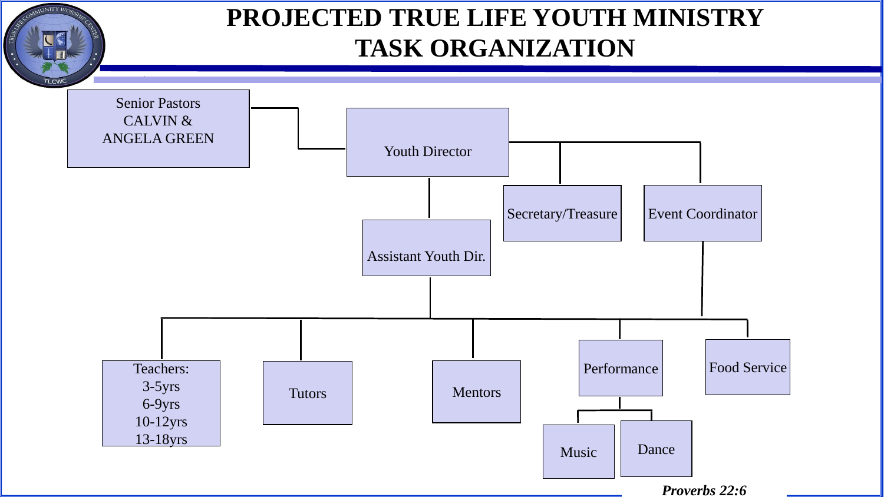# PROJECTED TRUE LIFE YOUTH MINISTRY TASK ORGANIZATION

- Senior Pastors CALVIN & ANGELA GREEN
  - Youth Director
    - Secretary/Treasure
    - Event Coordinator
    - Assistant Youth Dir.
      - Teachers:
        - 3-5yrs
        - 6-9yrs
        - 10-12yrs
        - 13-18yrs
      - Tutors
      - Mentors
      - Performance
        - Music
        - Dance
      - Food Service

***Proverbs 22:6***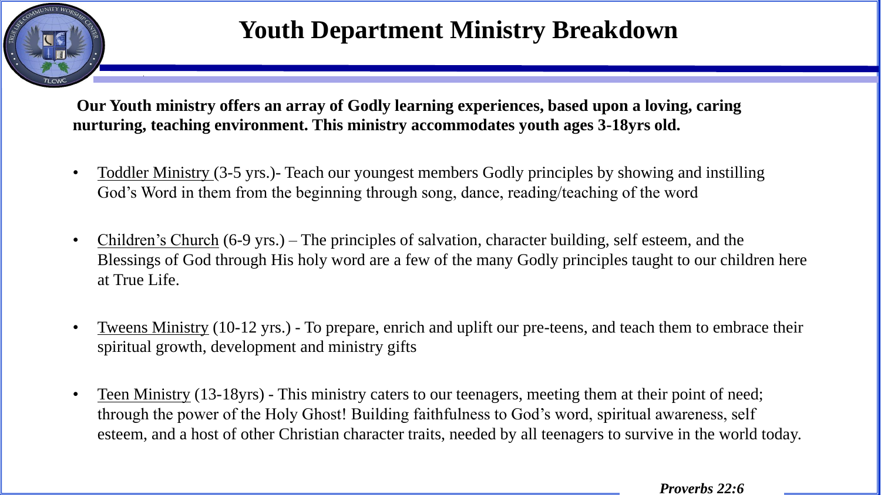# Youth Department Ministry Breakdown

**Our Youth ministry offers an array of Godly learning experiences, based upon a loving, caring nurturing, teaching environment. This ministry accommodates youth ages 3-18yrs old.**

- Toddler Ministry (3-5 yrs.)- Teach our youngest members Godly principles by showing and instilling God's Word in them from the beginning through song, dance, reading/teaching of the word
- Children's Church (6-9 yrs.) – The principles of salvation, character building, self esteem, and the Blessings of God through His holy word are a few of the many Godly principles taught to our children here at True Life.
- Tweens Ministry (10-12 yrs.) - To prepare, enrich and uplift our pre-teens, and teach them to embrace their spiritual growth, development and ministry gifts
- Teen Ministry (13-18yrs) - This ministry caters to our teenagers, meeting them at their point of need; through the power of the Holy Ghost! Building faithfulness to God's word, spiritual awareness, self esteem, and a host of other Christian character traits, needed by all teenagers to survive in the world today.

***Proverbs 22:6***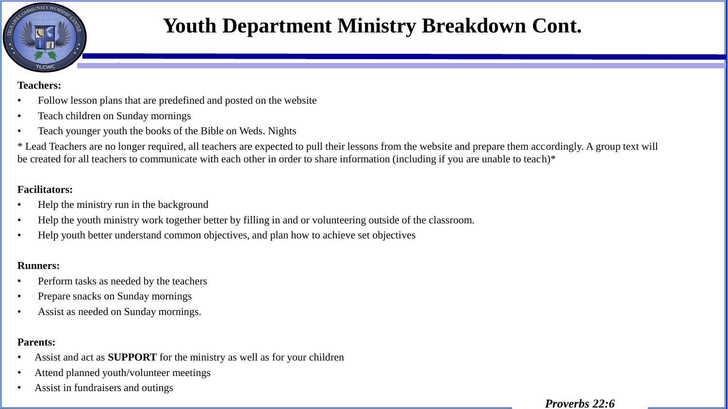# Youth Department Ministry Breakdown Cont.

**Teachers:**

- Follow lesson plans that are predefined and posted on the website
- Teach children on Sunday mornings
- Teach younger youth the books of the Bible on Weds. Nights

* Lead Teachers are no longer required, all teachers are expected to pull their lessons from the website and prepare them accordingly. A group text will be created for all teachers to communicate with each other in order to share information (including if you are unable to teach)*

**Facilitators:**

- Help the ministry run in the background
- Help the youth ministry work together better by filling in and or volunteering outside of the classroom.
- Help youth better understand common objectives, and plan how to achieve set objectives

**Runners:**

- Perform tasks as needed by the teachers
- Prepare snacks on Sunday mornings
- Assist as needed on Sunday mornings.

**Parents:**

- Assist and act as **SUPPORT** for the ministry as well as for your children
- Attend planned youth/volunteer meetings
- Assist in fundraisers and outings

***Proverbs 22:6***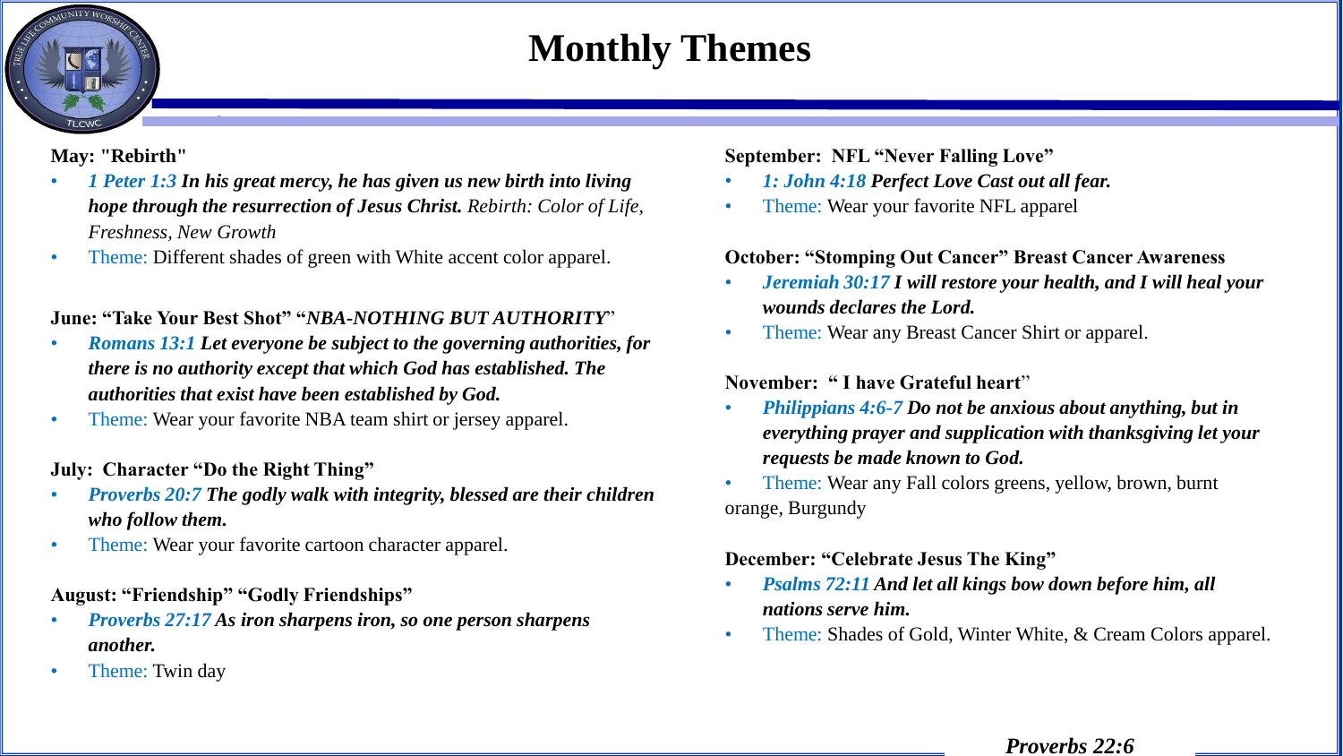# Monthly Themes

**May: "Rebirth"**

- ***1 Peter 1:3*** ***In his great mercy, he has given us new birth into living hope through the resurrection of Jesus Christ.*** *Rebirth: Color of Life, Freshness, New Growth*
- Theme: Different shades of green with White accent color apparel.

**June: "Take Your Best Shot" "*NBA-NOTHING BUT AUTHORITY*"**

- ***Romans 13:1*** ***Let everyone be subject to the governing authorities, for there is no authority except that which God has established. The authorities that exist have been established by God.***
- Theme: Wear your favorite NBA team shirt or jersey apparel.

**July: Character "Do the Right Thing"**

- ***Proverbs 20:7*** ***The godly walk with integrity, blessed are their children who follow them.***
- Theme: Wear your favorite cartoon character apparel.

**August: "Friendship" "Godly Friendships"**

- ***Proverbs 27:17*** ***As iron sharpens iron, so one person sharpens another.***
- Theme: Twin day

**September: NFL "Never Falling Love"**

- ***1: John 4:18*** ***Perfect Love Cast out all fear.***
- Theme: Wear your favorite NFL apparel

**October: "Stomping Out Cancer" Breast Cancer Awareness**

- ***Jeremiah 30:17*** ***I will restore your health, and I will heal your wounds declares the Lord.***
- Theme: Wear any Breast Cancer Shirt or apparel.

**November: " I have Grateful heart"**

- ***Philippians 4:6-7*** ***Do not be anxious about anything, but in everything prayer and supplication with thanksgiving let your requests be made known to God.***
- Theme: Wear any Fall colors greens, yellow, brown, burnt orange, Burgundy

**December: "Celebrate Jesus The King"**

- ***Psalms 72:11*** ***And let all kings bow down before him, all nations serve him.***
- Theme: Shades of Gold, Winter White, & Cream Colors apparel.

***Proverbs 22:6***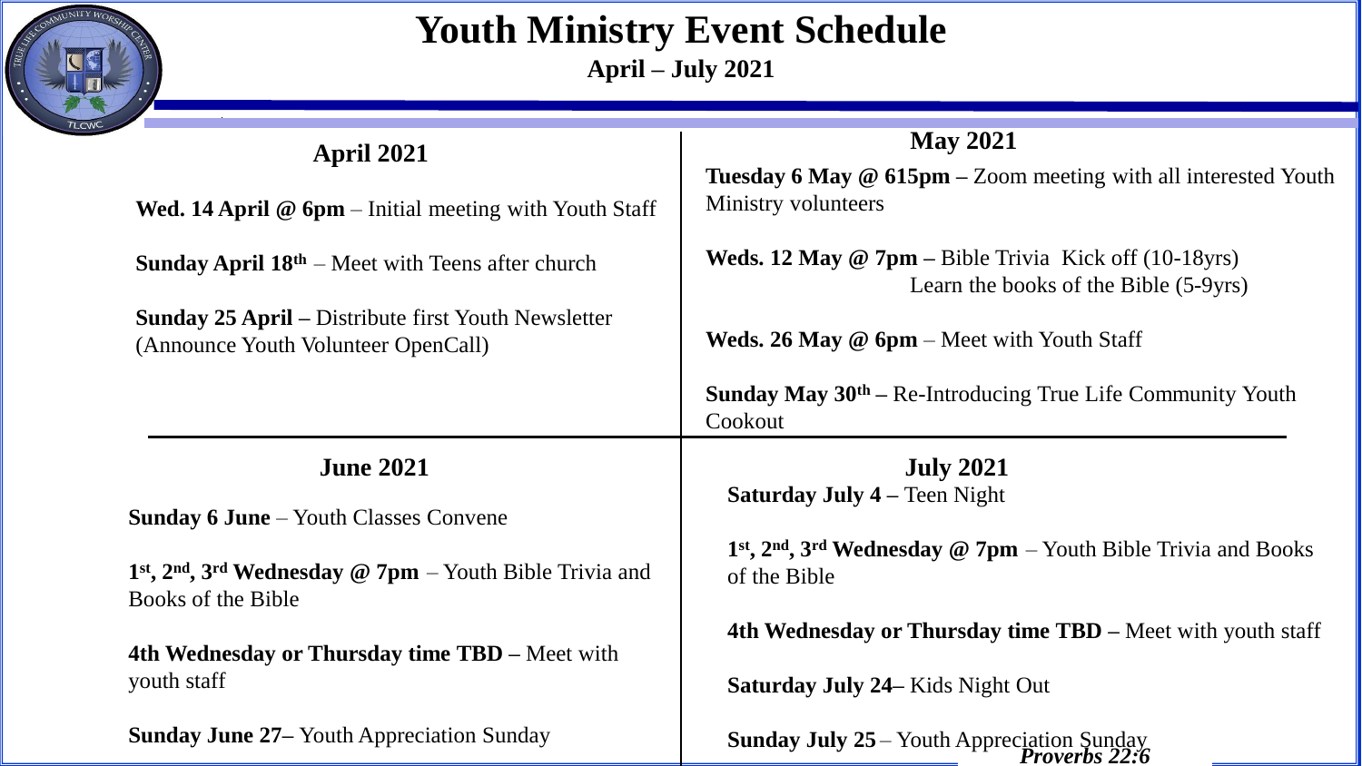# Youth Ministry Event Schedule

**April – July 2021**

## April 2021

**Wed. 14 April @ 6pm** – Initial meeting with Youth Staff

**Sunday April 18th** – Meet with Teens after church

**Sunday 25 April –** Distribute first Youth Newsletter (Announce Youth Volunteer OpenCall)

## May 2021

**Tuesday 6 May @ 615pm –** Zoom meeting with all interested Youth Ministry volunteers

**Weds. 12 May @ 7pm –** Bible Trivia Kick off (10-18yrs)
Learn the books of the Bible (5-9yrs)

**Weds. 26 May @ 6pm** – Meet with Youth Staff

**Sunday May 30th –** Re-Introducing True Life Community Youth Cookout

## June 2021

**Sunday 6 June** – Youth Classes Convene

**1st, 2nd, 3rd Wednesday @ 7pm** – Youth Bible Trivia and Books of the Bible

**4th Wednesday or Thursday time TBD –** Meet with youth staff

**Sunday June 27–** Youth Appreciation Sunday

## July 2021

**Saturday July 4 –** Teen Night

**1st, 2nd, 3rd Wednesday @ 7pm** – Youth Bible Trivia and Books of the Bible

**4th Wednesday or Thursday time TBD –** Meet with youth staff

**Saturday July 24–** Kids Night Out

**Sunday July 25** – Youth Appreciation Sunday

***Proverbs 22:6***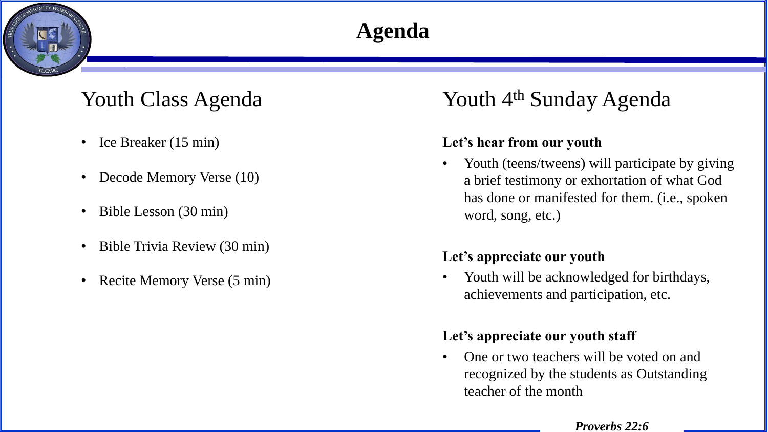# Agenda

## Youth Class Agenda

- Ice Breaker (15 min)
- Decode Memory Verse (10)
- Bible Lesson (30 min)
- Bible Trivia Review (30 min)
- Recite Memory Verse (5 min)

## Youth 4th Sunday Agenda

**Let's hear from our youth**

- Youth (teens/tweens) will participate by giving a brief testimony or exhortation of what God has done or manifested for them. (i.e., spoken word, song, etc.)

**Let's appreciate our youth**

- Youth will be acknowledged for birthdays, achievements and participation, etc.

**Let's appreciate our youth staff**

- One or two teachers will be voted on and recognized by the students as Outstanding teacher of the month

***Proverbs 22:6***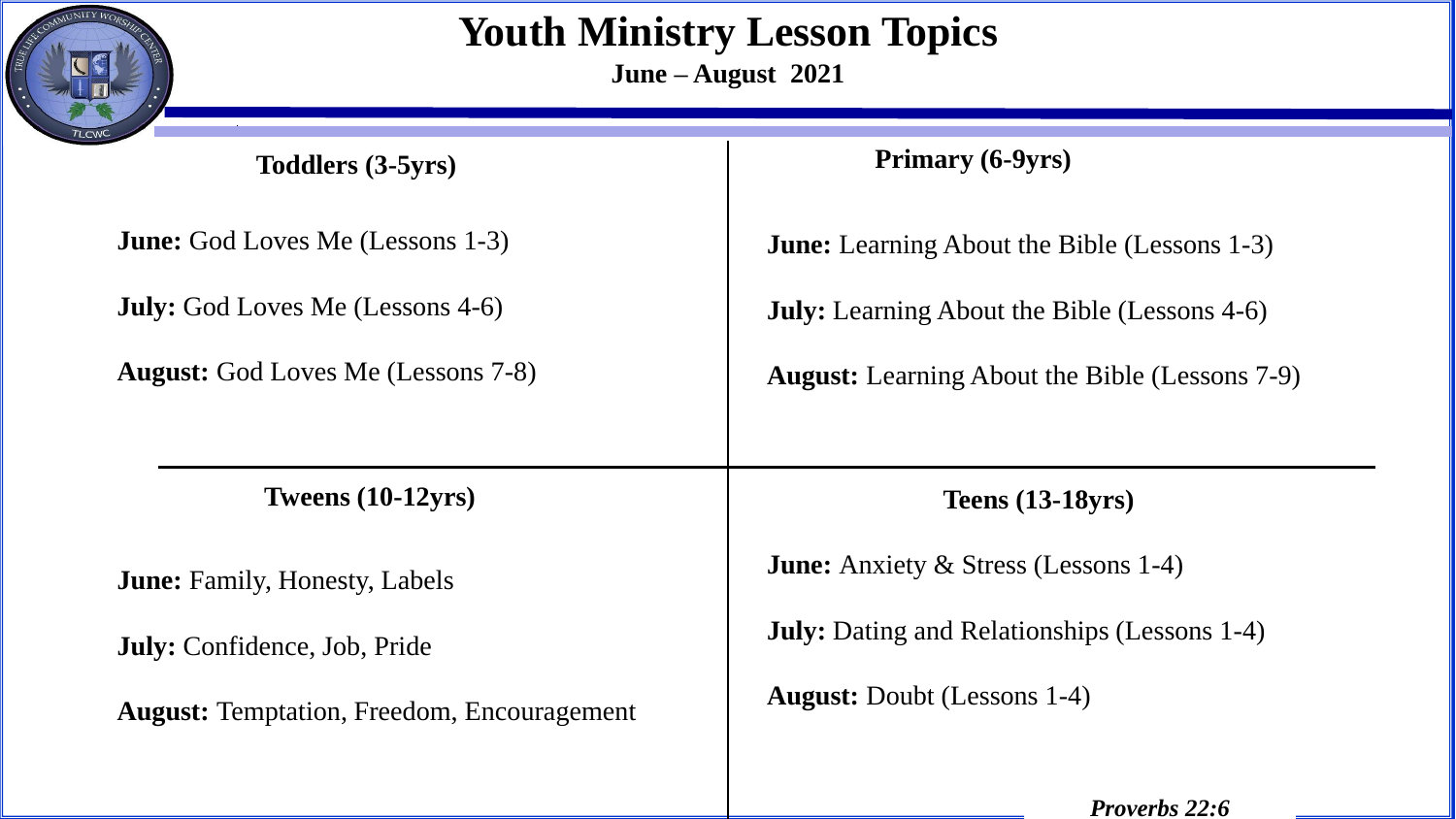# Youth Ministry Lesson Topics

**June – August 2021**

## Toddlers (3-5yrs)

**June:** God Loves Me (Lessons 1-3)

**July:** God Loves Me (Lessons 4-6)

**August:** God Loves Me (Lessons 7-8)

## Primary (6-9yrs)

**June:** Learning About the Bible (Lessons 1-3)

**July:** Learning About the Bible (Lessons 4-6)

**August:** Learning About the Bible (Lessons 7-9)

## Tweens (10-12yrs)

**June:** Family, Honesty, Labels

**July:** Confidence, Job, Pride

**August:** Temptation, Freedom, Encouragement

## Teens (13-18yrs)

**June:** Anxiety & Stress (Lessons 1-4)

**July:** Dating and Relationships (Lessons 1-4)

**August:** Doubt (Lessons 1-4)

***Proverbs 22:6***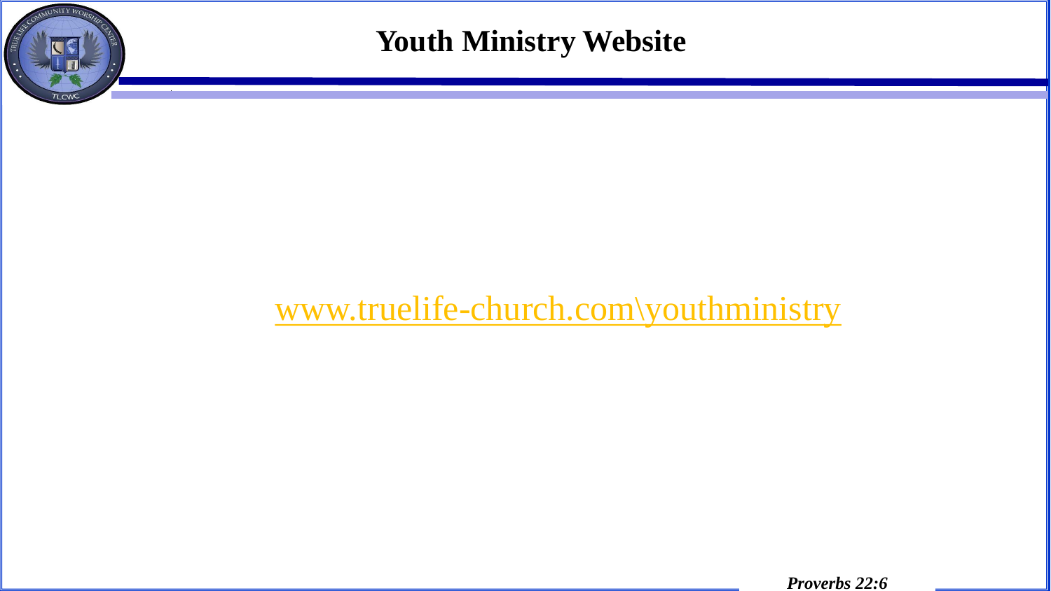# Youth Ministry Website

www.truelife-church.com\youthministry

*Proverbs 22:6*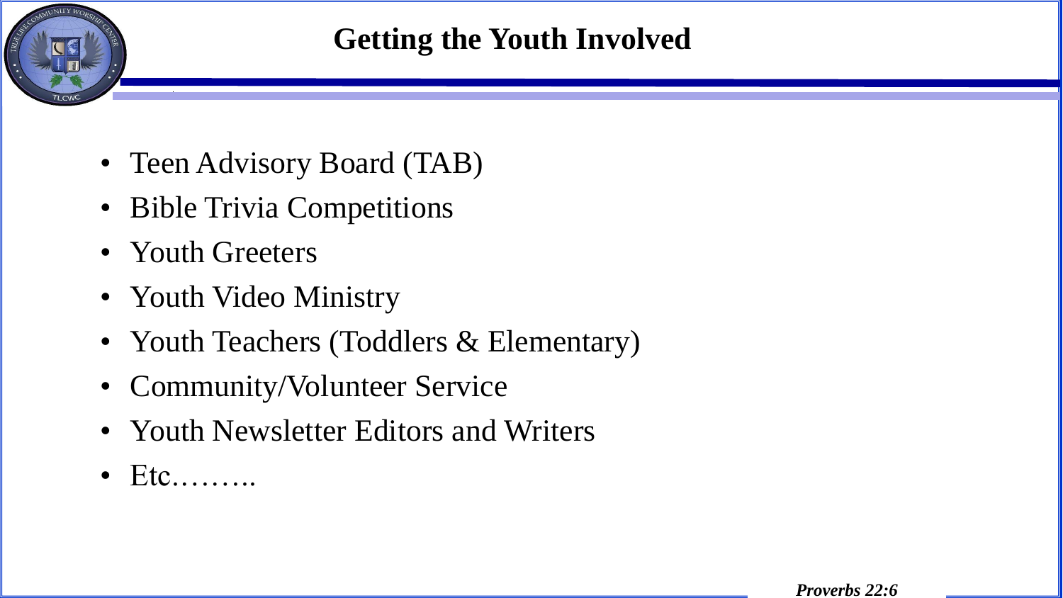# Getting the Youth Involved

- Teen Advisory Board (TAB)
- Bible Trivia Competitions
- Youth Greeters
- Youth Video Ministry
- Youth Teachers (Toddlers & Elementary)
- Community/Volunteer Service
- Youth Newsletter Editors and Writers
- Etc.……..

***Proverbs 22:6***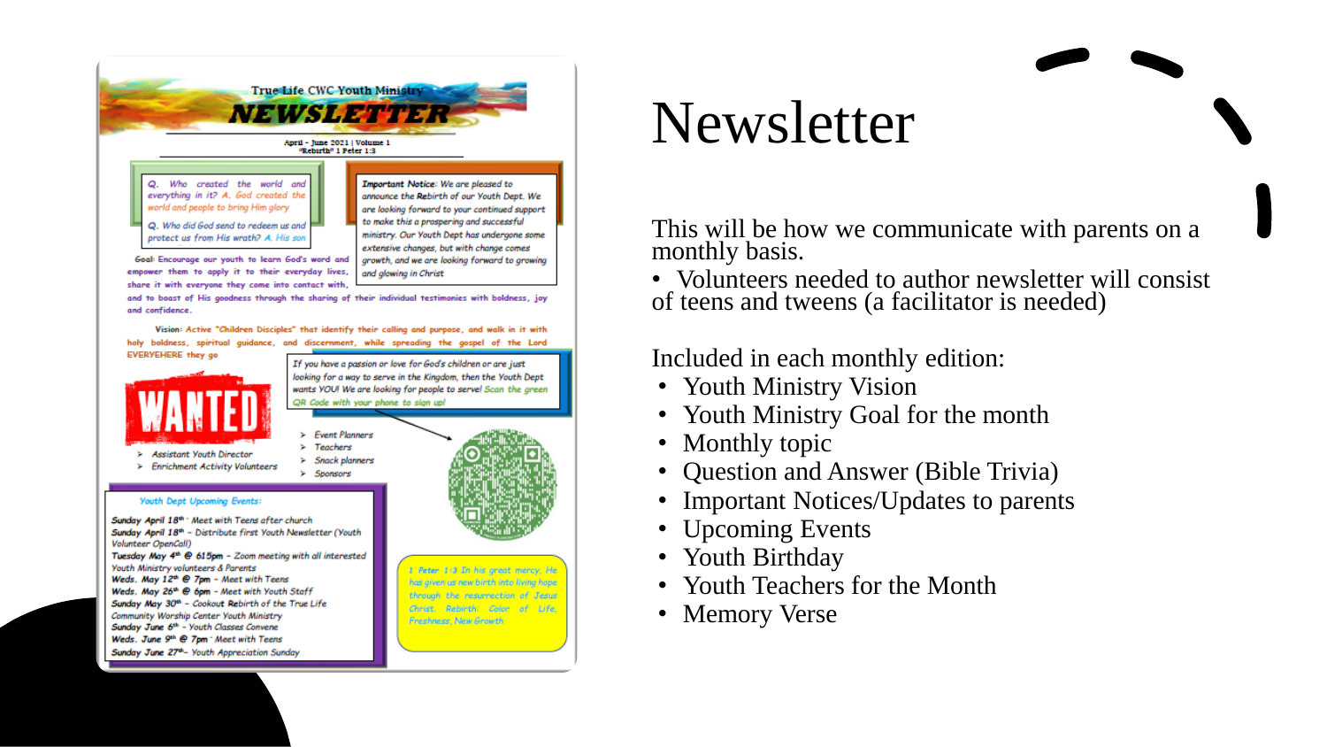# Newsletter

This will be how we communicate with parents on a monthly basis.

- Volunteers needed to author newsletter will consist of teens and tweens (a facilitator is needed)

Included in each monthly edition:

- Youth Ministry Vision
- Youth Ministry Goal for the month
- Monthly topic
- Question and Answer (Bible Trivia)
- Important Notices/Updates to parents
- Upcoming Events
- Youth Birthday
- Youth Teachers for the Month
- Memory Verse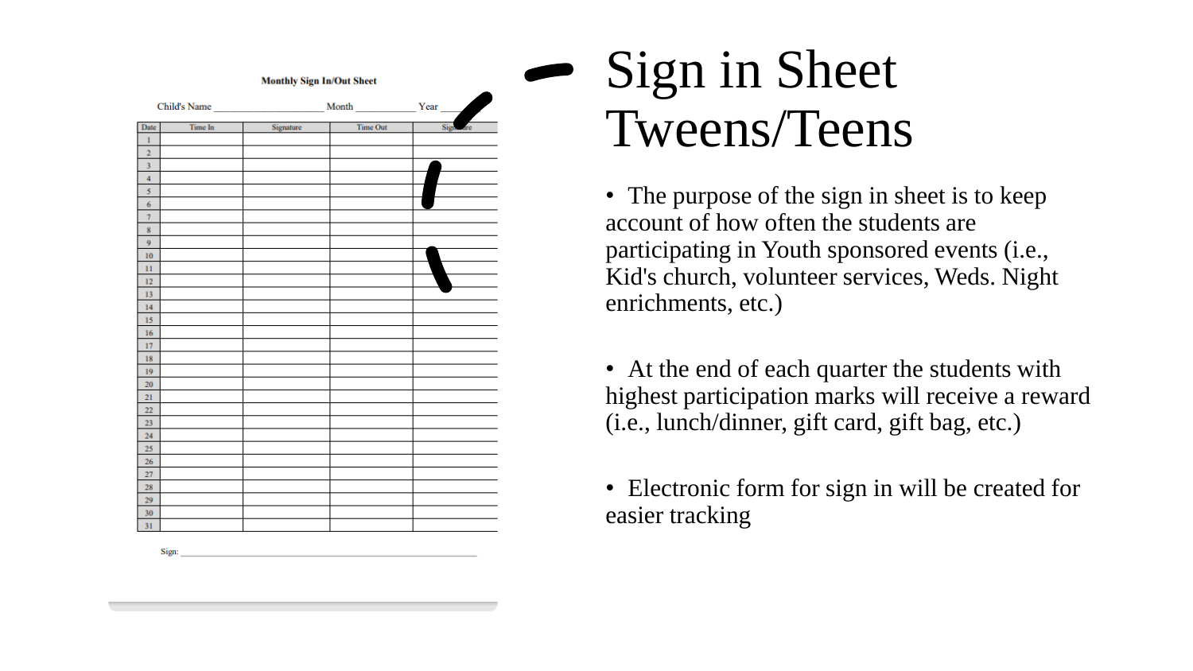**Monthly Sign In/Out Sheet**

Child's Name ____________________ Month ___________ Year ______

| Date | Time In | Signature | Time Out | Signature |
|---|---|---|---|---|
| 1 | | | | |
| 2 | | | | |
| 3 | | | | |
| 4 | | | | |
| 5 | | | | |
| 6 | | | | |
| 7 | | | | |
| 8 | | | | |
| 9 | | | | |
| 10 | | | | |
| 11 | | | | |
| 12 | | | | |
| 13 | | | | |
| 14 | | | | |
| 15 | | | | |
| 16 | | | | |
| 17 | | | | |
| 18 | | | | |
| 19 | | | | |
| 20 | | | | |
| 21 | | | | |
| 22 | | | | |
| 23 | | | | |
| 24 | | | | |
| 25 | | | | |
| 26 | | | | |
| 27 | | | | |
| 28 | | | | |
| 29 | | | | |
| 30 | | | | |
| 31 | | | | |

Sign: ______________________________________________

# Sign in Sheet Tweens/Teens

- The purpose of the sign in sheet is to keep account of how often the students are participating in Youth sponsored events (i.e., Kid's church, volunteer services, Weds. Night enrichments, etc.)
- At the end of each quarter the students with highest participation marks will receive a reward (i.e., lunch/dinner, gift card, gift bag, etc.)
- Electronic form for sign in will be created for easier tracking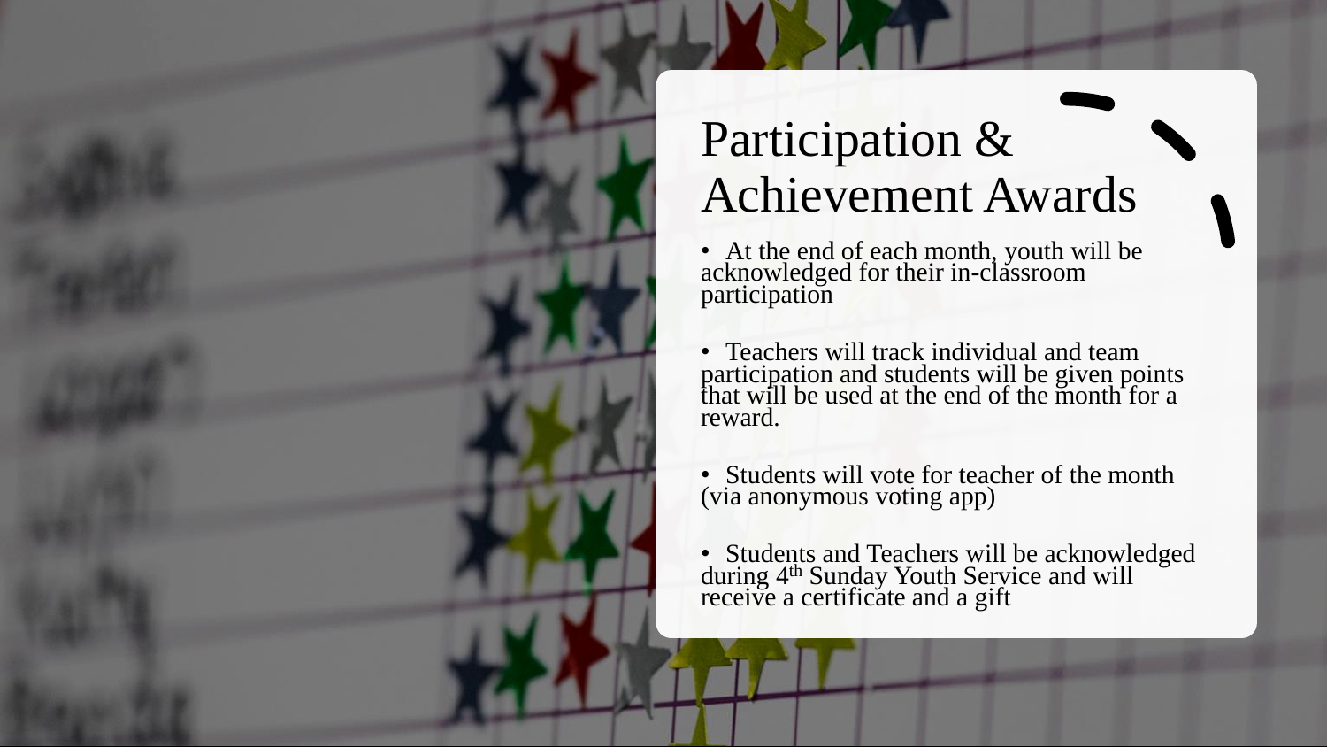# Participation & Achievement Awards

- At the end of each month, youth will be acknowledged for their in-classroom participation
- Teachers will track individual and team participation and students will be given points that will be used at the end of the month for a reward.
- Students will vote for teacher of the month (via anonymous voting app)
- Students and Teachers will be acknowledged during 4th Sunday Youth Service and will receive a certificate and a gift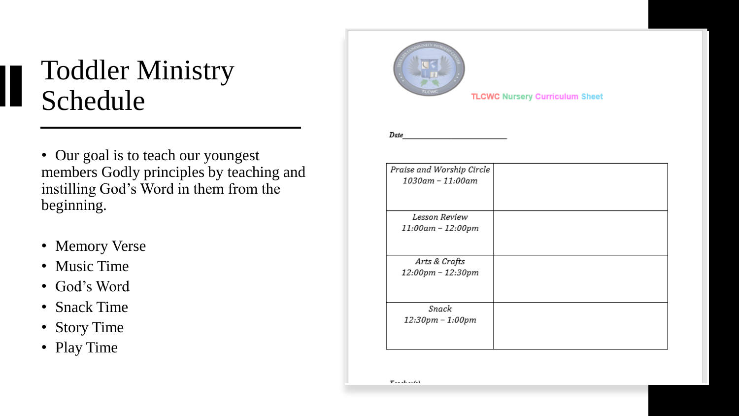# Toddler Ministry Schedule

- Our goal is to teach our youngest members Godly principles by teaching and instilling God's Word in them from the beginning.

- Memory Verse
- Music Time
- God's Word
- Snack Time
- Story Time
- Play Time

TLCWC Nursery Curriculum Sheet

*Date*\_\_\_\_\_\_\_\_\_\_\_\_\_\_\_\_\_\_\_\_\_\_\_\_

| | |
|---|---|
| *Praise and Worship Circle*<br>*1030am – 11:00am* | |
| *Lesson Review*<br>*11:00am – 12:00pm* | |
| *Arts & Crafts*<br>*12:00pm – 12:30pm* | |
| *Snack*<br>*12:30pm – 1:00pm* | |

*Teacher(s)*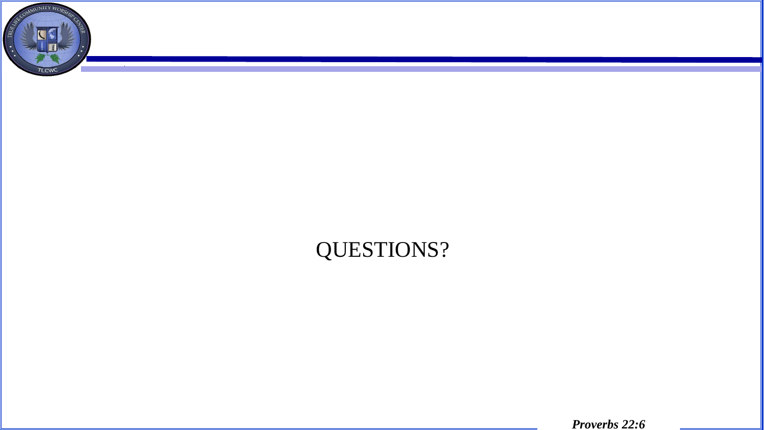QUESTIONS?